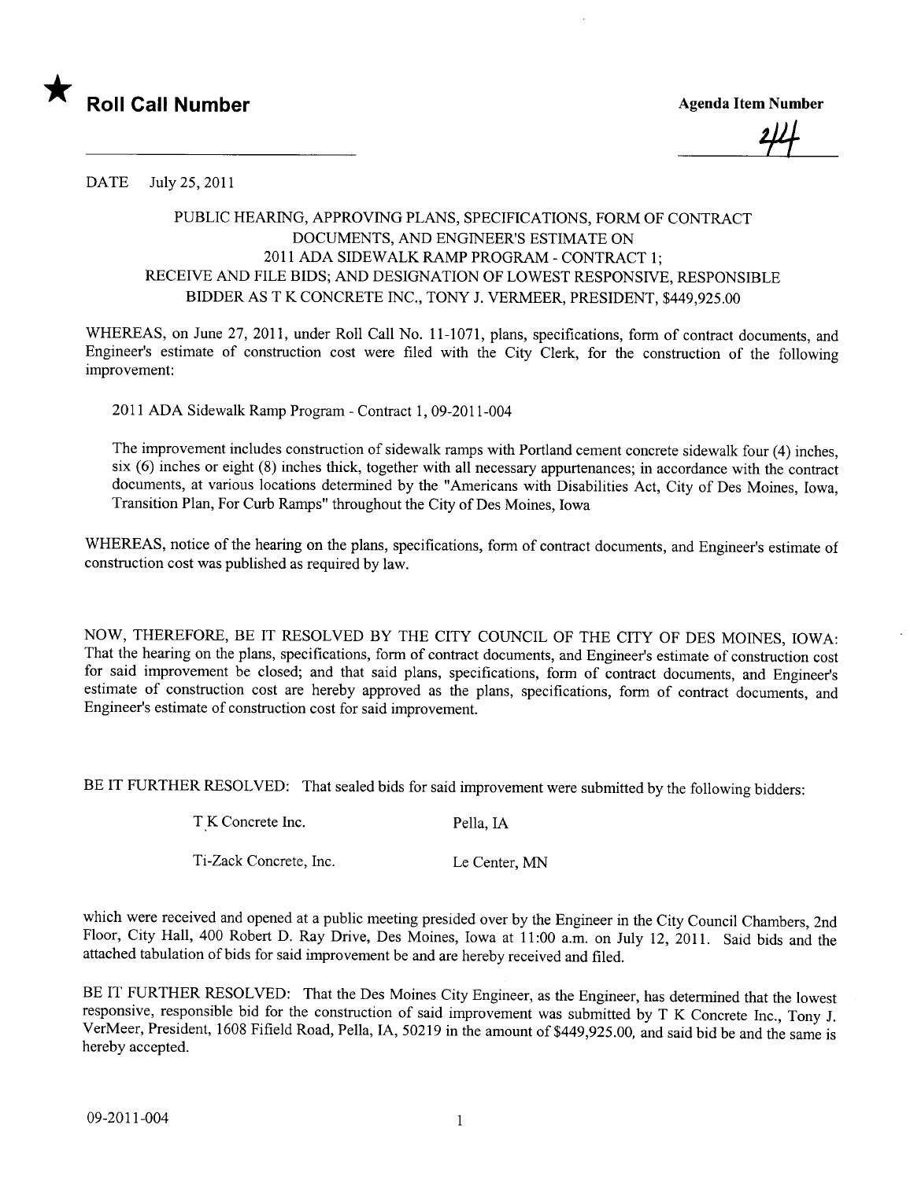★ **Roll Call Number**

**Agenda Item Number**

44

DATE July 25, 2011

PUBLIC HEARING, APPROVING PLANS, SPECIFICATIONS, FORM OF CONTRACT DOCUMENTS, AND ENGINEER'S ESTIMATE ON 2011 ADA SIDEWALK RAMP PROGRAM - CONTRACT 1; RECEIVE AND FILE BIDS; AND DESIGNATION OF LOWEST RESPONSIVE, RESPONSIBLE BIDDER AS T K CONCRETE INC., TONY J. VERMEER, PRESIDENT, $449,925.00

WHEREAS, on June 27, 2011, under Roll Call No. 11-1071, plans, specifications, form of contract documents, and Engineer's estimate of construction cost were filed with the City Clerk, for the construction of the following improvement:

2011 ADA Sidewalk Ramp Program - Contract 1, 09-2011-004

The improvement includes construction of sidewalk ramps with Portland cement concrete sidewalk four (4) inches, six (6) inches or eight (8) inches thick, together with all necessary appurtenances; in accordance with the contract documents, at various locations determined by the "Americans with Disabilities Act, City of Des Moines, Iowa, Transition Plan, For Curb Ramps" throughout the City of Des Moines, Iowa

WHEREAS, notice of the hearing on the plans, specifications, form of contract documents, and Engineer's estimate of construction cost was published as required by law.

NOW, THEREFORE, BE IT RESOLVED BY THE CITY COUNCIL OF THE CITY OF DES MOINES, IOWA: That the hearing on the plans, specifications, form of contract documents, and Engineer's estimate of construction cost for said improvement be closed; and that said plans, specifications, form of contract documents, and Engineer's estimate of construction cost are hereby approved as the plans, specifications, form of contract documents, and Engineer's estimate of construction cost for said improvement.

BE IT FURTHER RESOLVED: That sealed bids for said improvement were submitted by the following bidders:

| | |
|---|---|
| T K Concrete Inc. | Pella, IA |
| Ti-Zack Concrete, Inc. | Le Center, MN |

which were received and opened at a public meeting presided over by the Engineer in the City Council Chambers, 2nd Floor, City Hall, 400 Robert D. Ray Drive, Des Moines, Iowa at 11:00 a.m. on July 12, 2011. Said bids and the attached tabulation of bids for said improvement be and are hereby received and filed.

BE IT FURTHER RESOLVED: That the Des Moines City Engineer, as the Engineer, has determined that the lowest responsive, responsible bid for the construction of said improvement was submitted by T K Concrete Inc., Tony J. VerMeer, President, 1608 Fifield Road, Pella, IA, 50219 in the amount of $449,925.00, and said bid be and the same is hereby accepted.

09-2011-004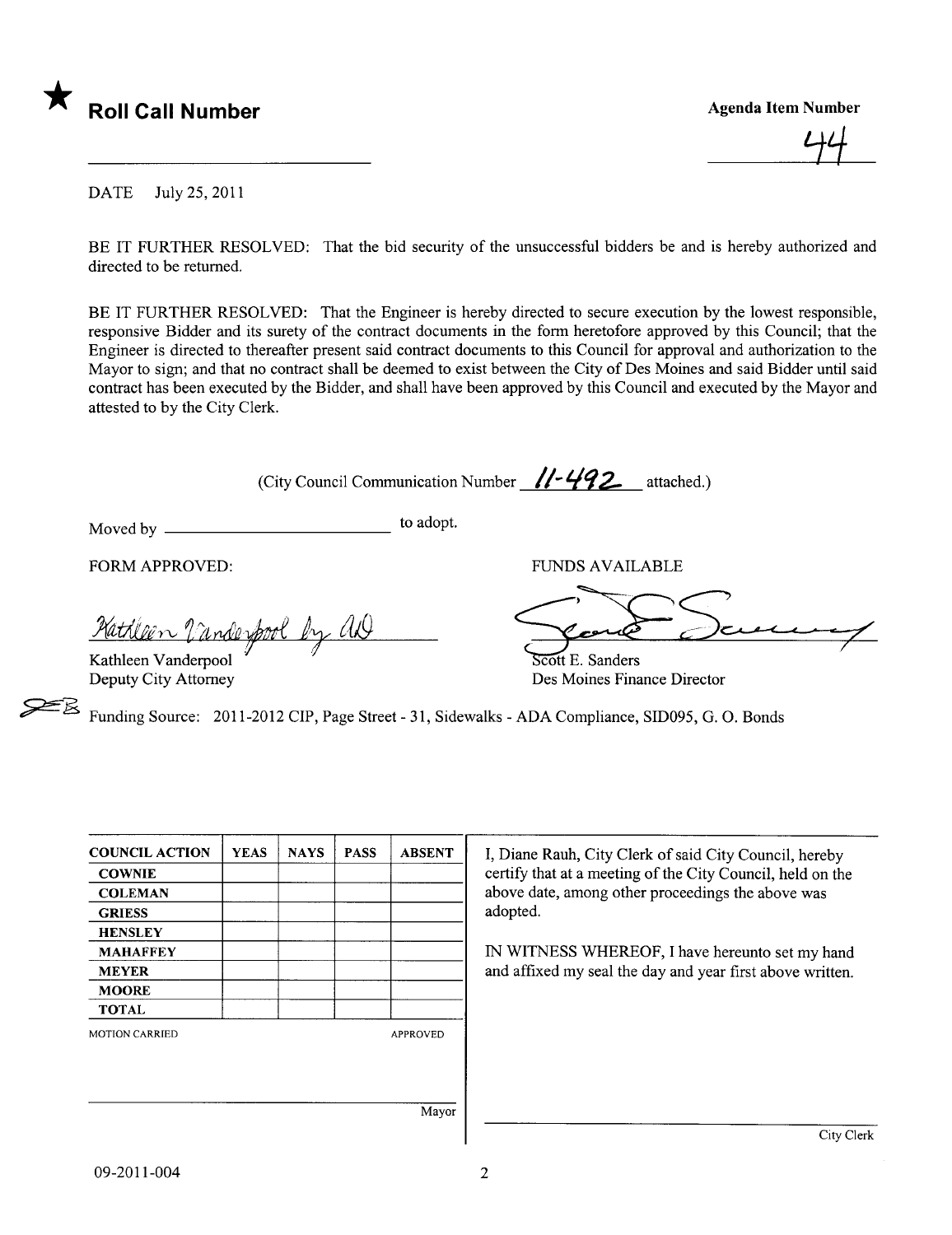★ **Roll Call Number**

**Agenda Item Number**

44

DATE July 25, 2011

BE IT FURTHER RESOLVED: That the bid security of the unsuccessful bidders be and is hereby authorized and directed to be returned.

BE IT FURTHER RESOLVED: That the Engineer is hereby directed to secure execution by the lowest responsible, responsive Bidder and its surety of the contract documents in the form heretofore approved by this Council; that the Engineer is directed to thereafter present said contract documents to this Council for approval and authorization to the Mayor to sign; and that no contract shall be deemed to exist between the City of Des Moines and said Bidder until said contract has been executed by the Bidder, and shall have been approved by this Council and executed by the Mayor and attested to by the City Clerk.

(City Council Communication Number 11-492 attached.)

Moved by ______________________ to adopt.

FORM APPROVED:

Kathleen Vanderpool by AD

Kathleen Vanderpool
Deputy City Attorney

FUNDS AVAILABLE

Scott E. Sanders
Des Moines Finance Director

Funding Source: 2011-2012 CIP, Page Street - 31, Sidewalks - ADA Compliance, SID095, G. O. Bonds

| COUNCIL ACTION | YEAS | NAYS | PASS | ABSENT |
|---|---|---|---|---|
| COWNIE | | | | |
| COLEMAN | | | | |
| GRIESS | | | | |
| HENSLEY | | | | |
| MAHAFFEY | | | | |
| MEYER | | | | |
| MOORE | | | | |
| TOTAL | | | | |

MOTION CARRIED APPROVED

Mayor

I, Diane Rauh, City Clerk of said City Council, hereby certify that at a meeting of the City Council, held on the above date, among other proceedings the above was adopted.

IN WITNESS WHEREOF, I have hereunto set my hand and affixed my seal the day and year first above written.

City Clerk

09-2011-004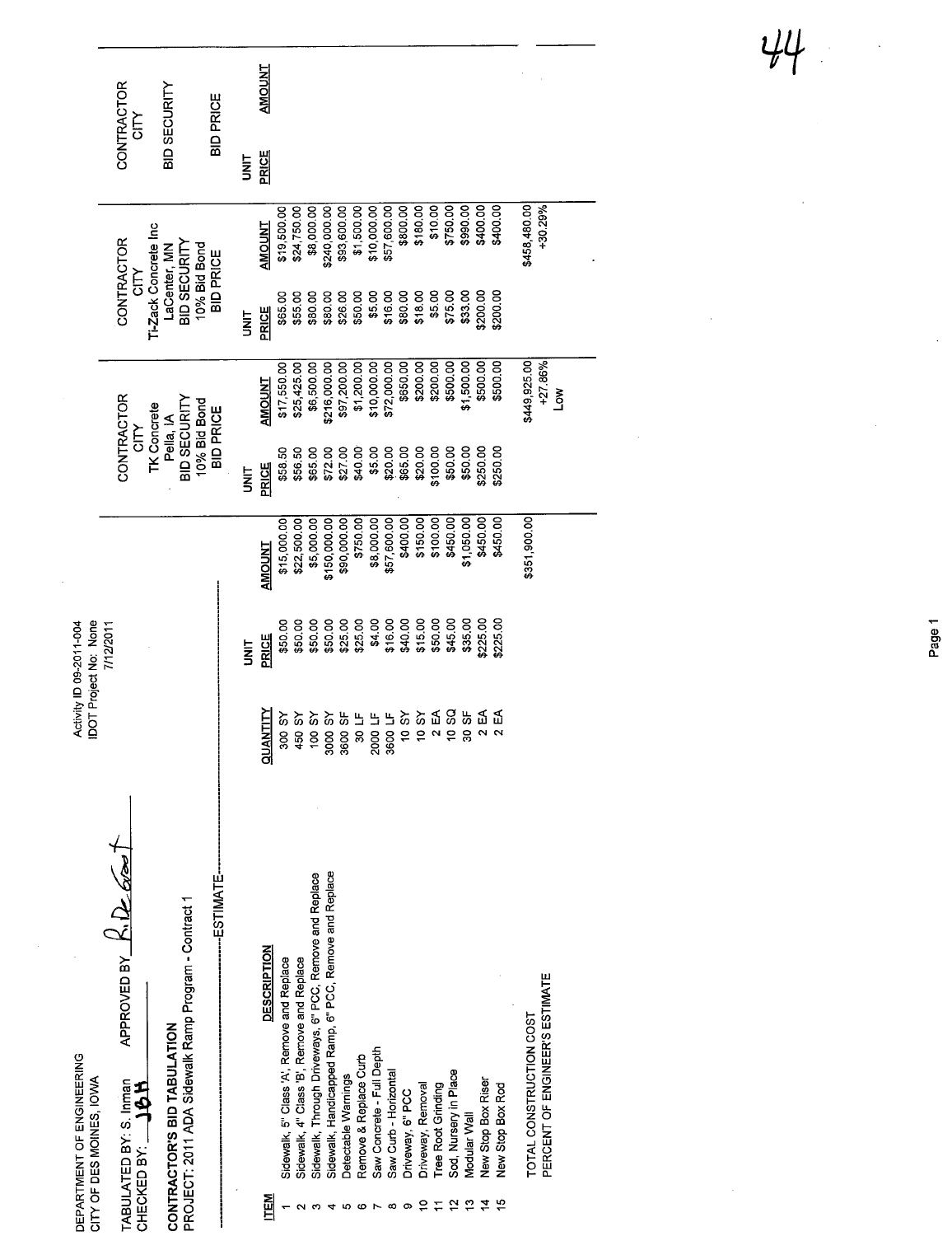DEPARTMENT OF ENGINEERING
CITY OF DES MOINES, IOWA

Activity ID 09-2011-004
IDOT Project No: None
7/12/2011

TABULATED BY: S. Inman APPROVED BY R. De Groot
CHECKED BY: JBH

**CONTRACTOR'S BID TABULATION**
PROJECT: 2011 ADA Sidewalk Ramp Program - Contract 1

44

| | | ESTIMATE | | | CONTRACTOR / CITY: TK Concrete, Pella, IA / BID SECURITY: 10% Bid Bond / BID PRICE | | CONTRACTOR / CITY: Ti-Zack Concrete Inc, LaCenter, MN / BID SECURITY: 10% Bid Bond / BID PRICE | | CONTRACTOR / CITY / BID SECURITY / BID PRICE | |
|---|---|---|---|---|---|---|---|---|---|---|
| ITEM | DESCRIPTION | QUANTITY | UNIT PRICE | AMOUNT | UNIT PRICE | AMOUNT | UNIT PRICE | AMOUNT | UNIT PRICE | AMOUNT |
| 1 | Sidewalk, 5" Class 'A', Remove and Replace | 300 SY | $50.00 | $15,000.00 | $58.50 | $17,550.00 | $65.00 | $19,500.00 | | |
| 2 | Sidewalk, 4" Class 'B', Remove and Replace | 450 SY | $50.00 | $22,500.00 | $56.50 | $25,425.00 | $55.00 | $24,750.00 | | |
| 3 | Sidewalk, Through Driveways, 6" PCC, Remove and Replace | 100 SY | $50.00 | $5,000.00 | $65.00 | $6,500.00 | $80.00 | $8,000.00 | | |
| 4 | Sidewalk, Handicapped Ramp, 6" PCC, Remove and Replace | 3000 SY | $50.00 | $150,000.00 | $72.00 | $216,000.00 | $80.00 | $240,000.00 | | |
| 5 | Detectable Warnings | 3600 SF | $25.00 | $90,000.00 | $27.00 | $97,200.00 | $26.00 | $93,600.00 | | |
| 6 | Remove & Replace Curb | 30 LF | $25.00 | $750.00 | $40.00 | $1,200.00 | $50.00 | $1,500.00 | | |
| 7 | Saw Concrete - Full Depth | 2000 LF | $4.00 | $8,000.00 | $5.00 | $10,000.00 | $5.00 | $10,000.00 | | |
| 8 | Saw Curb - Horizontal | 3600 LF | $16.00 | $57,600.00 | $20.00 | $72,000.00 | $16.00 | $57,600.00 | | |
| 9 | Driveway, 6" PCC | 10 SY | $40.00 | $400.00 | $65.00 | $650.00 | $80.00 | $800.00 | | |
| 10 | Driveway, Removal | 10 SY | $15.00 | $150.00 | $20.00 | $200.00 | $18.00 | $180.00 | | |
| 11 | Tree Root Grinding | 2 EA | $50.00 | $100.00 | $100.00 | $200.00 | $5.00 | $10.00 | | |
| 12 | Sod, Nursery in Place | 10 SQ | $45.00 | $450.00 | $50.00 | $500.00 | $75.00 | $750.00 | | |
| 13 | Modular Wall | 30 SF | $35.00 | $1,050.00 | $50.00 | $1,500.00 | $33.00 | $990.00 | | |
| 14 | New Stop Box Riser | 2 EA | $225.00 | $450.00 | $250.00 | $500.00 | $200.00 | $400.00 | | |
| 15 | New Stop Box Rod | 2 EA | $225.00 | $450.00 | $250.00 | $500.00 | $200.00 | $400.00 | | |
| | TOTAL CONSTRUCTION COST | | | $351,900.00 | | $449,925.00 | | $458,480.00 | | |
| | PERCENT OF ENGINEER'S ESTIMATE | | | | | +27.86% | | +30.29% | | |
| | | | | | | Low | | | | |